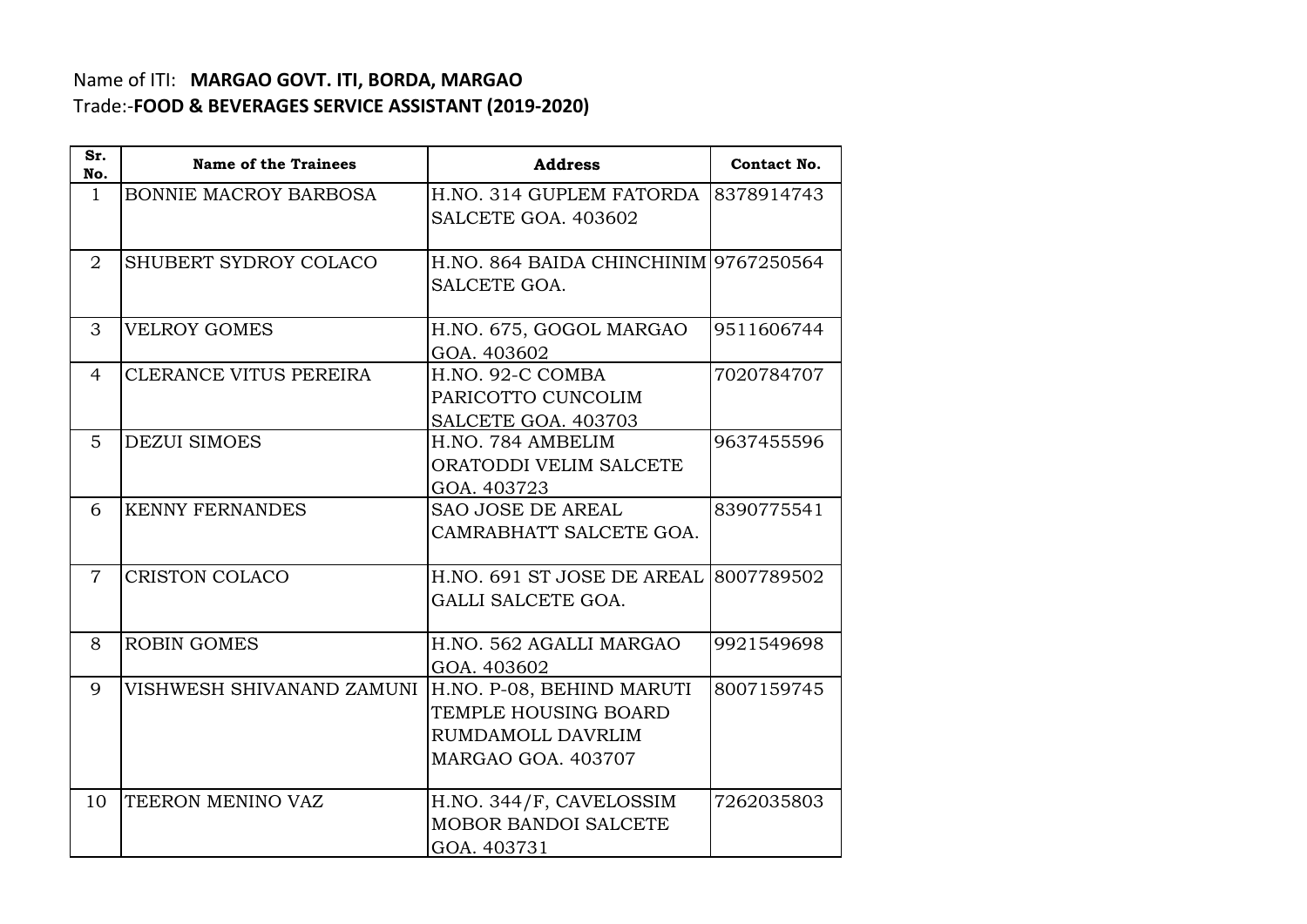Name of ITI: **MARGAO GOVT. ITI, BORDA, MARGAO**

Trade:-**FOOD & BEVERAGES SERVICE ASSISTANT (2019-2020)**

| Sr. No. | Name of the Trainees | Address | Contact No. |
|---|---|---|---|
| 1 | BONNIE MACROY BARBOSA | H.NO. 314 GUPLEM FATORDA SALCETE GOA. 403602 | 8378914743 |
| 2 | SHUBERT SYDROY COLACO | H.NO. 864 BAIDA CHINCHINIM SALCETE GOA. | 9767250564 |
| 3 | VELROY GOMES | H.NO. 675, GOGOL MARGAO GOA. 403602 | 9511606744 |
| 4 | CLERANCE VITUS PEREIRA | H.NO. 92-C COMBA PARICOTTO CUNCOLIM SALCETE GOA. 403703 | 7020784707 |
| 5 | DEZUI SIMOES | H.NO. 784 AMBELIM ORATODDI VELIM SALCETE GOA. 403723 | 9637455596 |
| 6 | KENNY FERNANDES | SAO JOSE DE AREAL CAMRABHATT SALCETE GOA. | 8390775541 |
| 7 | CRISTON COLACO | H.NO. 691 ST JOSE DE AREAL GALLI SALCETE GOA. | 8007789502 |
| 8 | ROBIN GOMES | H.NO. 562 AGALLI MARGAO GOA. 403602 | 9921549698 |
| 9 | VISHWESH SHIVANAND ZAMUNI | H.NO. P-08, BEHIND MARUTI TEMPLE HOUSING BOARD RUMDAMOLL DAVRLIM MARGAO GOA. 403707 | 8007159745 |
| 10 | TEERON MENINO VAZ | H.NO. 344/F, CAVELOSSIM MOBOR BANDOI SALCETE GOA. 403731 | 7262035803 |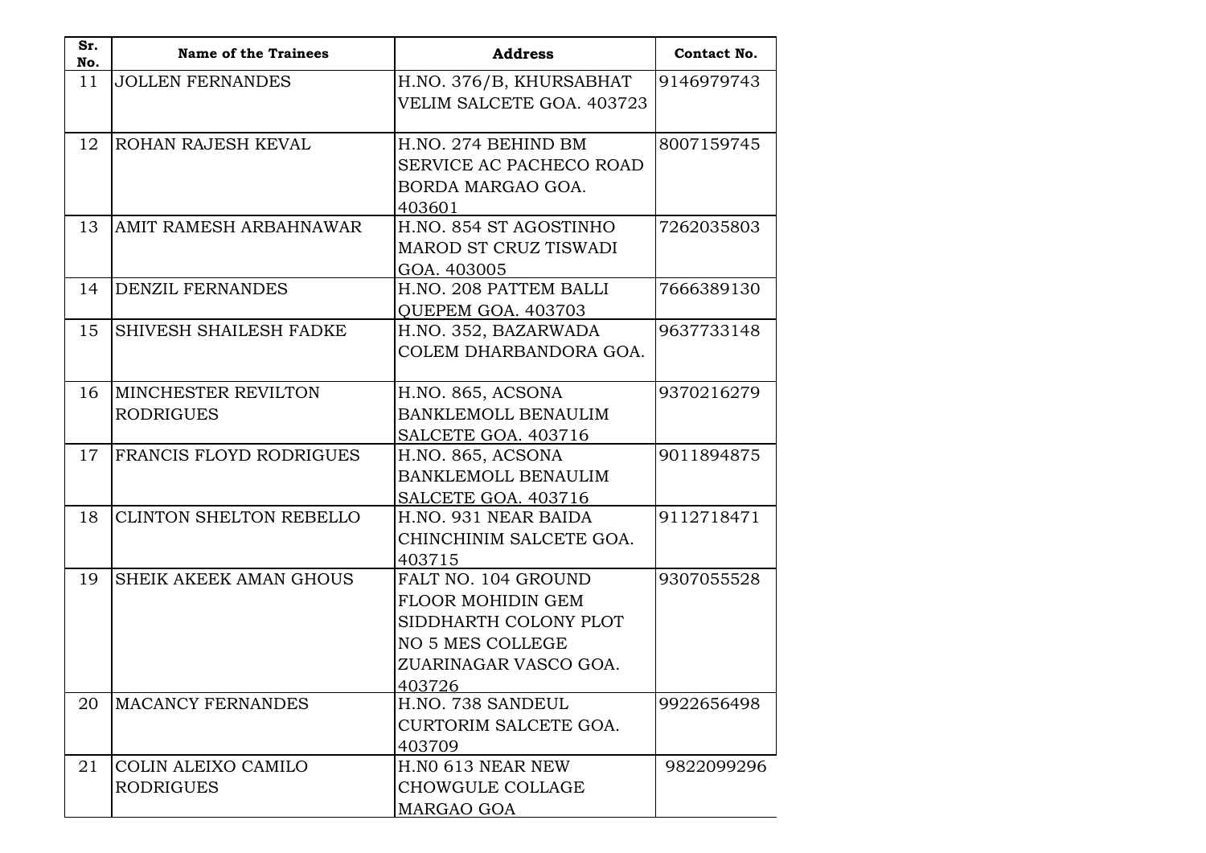| Sr. No. | Name of the Trainees | Address | Contact No. |
|---|---|---|---|
| 11 | JOLLEN FERNANDES | H.NO. 376/B, KHURSABHAT VELIM SALCETE GOA. 403723 | 9146979743 |
| 12 | ROHAN RAJESH KEVAL | H.NO. 274 BEHIND BM SERVICE AC PACHECO ROAD BORDA MARGAO GOA. 403601 | 8007159745 |
| 13 | AMIT RAMESH ARBAHNAWAR | H.NO. 854 ST AGOSTINHO MAROD ST CRUZ TISWADI GOA. 403005 | 7262035803 |
| 14 | DENZIL FERNANDES | H.NO. 208 PATTEM BALLI QUEPEM GOA. 403703 | 7666389130 |
| 15 | SHIVESH SHAILESH FADKE | H.NO. 352, BAZARWADA COLEM DHARBANDORA GOA. | 9637733148 |
| 16 | MINCHESTER REVILTON RODRIGUES | H.NO. 865, ACSONA BANKLEMOLL BENAULIM SALCETE GOA. 403716 | 9370216279 |
| 17 | FRANCIS FLOYD RODRIGUES | H.NO. 865, ACSONA BANKLEMOLL BENAULIM SALCETE GOA. 403716 | 9011894875 |
| 18 | CLINTON SHELTON REBELLO | H.NO. 931 NEAR BAIDA CHINCHINIM SALCETE GOA. 403715 | 9112718471 |
| 19 | SHEIK AKEEK AMAN GHOUS | FALT NO. 104 GROUND FLOOR MOHIDIN GEM SIDDHARTH COLONY PLOT NO 5 MES COLLEGE ZUARINAGAR VASCO GOA. 403726 | 9307055528 |
| 20 | MACANCY FERNANDES | H.NO. 738 SANDEUL CURTORIM SALCETE GOA. 403709 | 9922656498 |
| 21 | COLIN ALEIXO CAMILO RODRIGUES | H.N0 613 NEAR NEW CHOWGULE COLLAGE MARGAO GOA | 9822099296 |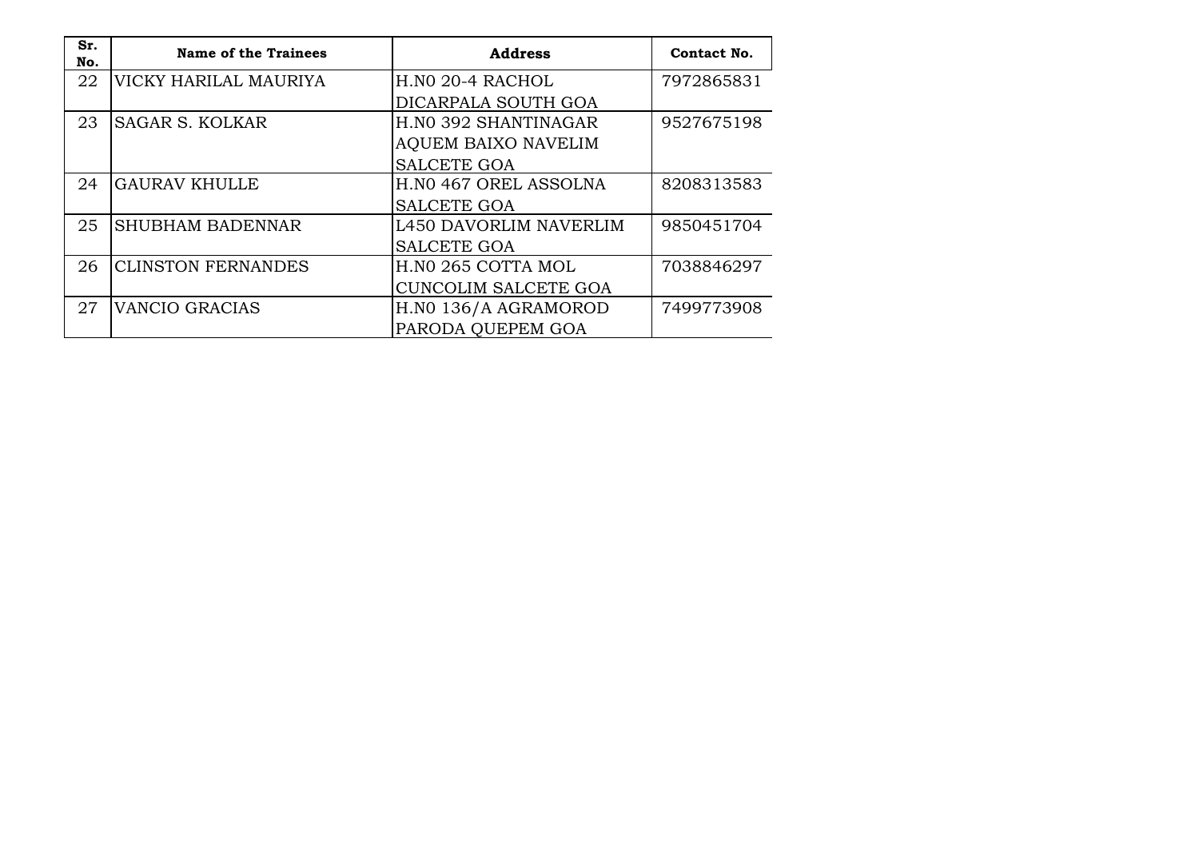| Sr. No. | Name of the Trainees | Address | Contact No. |
|---|---|---|---|
| 22 | VICKY HARILAL MAURIYA | H.N0 20-4 RACHOL DICARPALA SOUTH GOA | 7972865831 |
| 23 | SAGAR S. KOLKAR | H.N0 392 SHANTINAGAR AQUEM BAIXO NAVELIM SALCETE GOA | 9527675198 |
| 24 | GAURAV KHULLE | H.N0 467 OREL ASSOLNA SALCETE GOA | 8208313583 |
| 25 | SHUBHAM BADENNAR | L450 DAVORLIM NAVERLIM SALCETE GOA | 9850451704 |
| 26 | CLINSTON FERNANDES | H.N0 265 COTTA MOL CUNCOLIM SALCETE GOA | 7038846297 |
| 27 | VANCIO GRACIAS | H.N0 136/A AGRAMOROD PARODA QUEPEM GOA | 7499773908 |